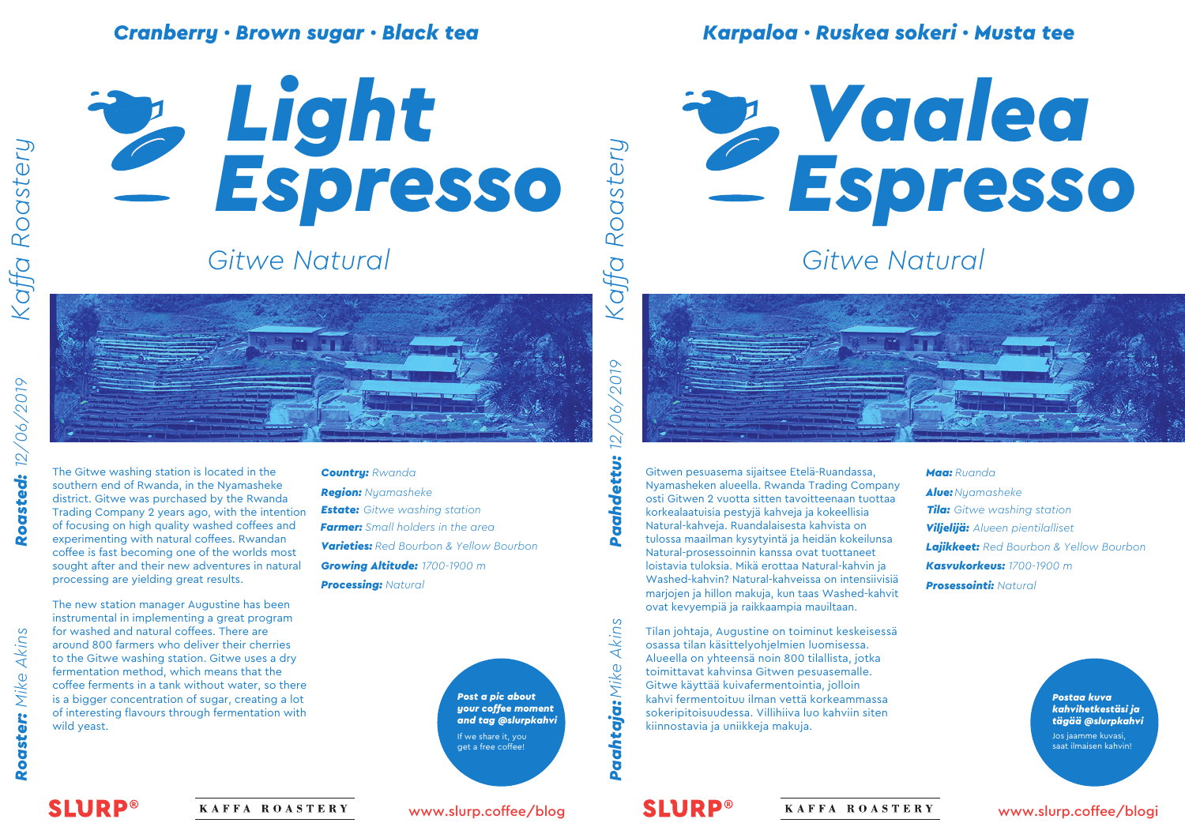**Cranberry · Brown sugar · Black tea**

# Light Espresso

## Gitwe Natural

*Kaffa Roastery*

**Roasted:** 12/06/2019

**Roaster:** Mike Akins

The Gitwe washing station is located in the southern end of Rwanda, in the Nyamasheke district. Gitwe was purchased by the Rwanda Trading Company 2 years ago, with the intention of focusing on high quality washed coffees and experimenting with natural coffees. Rwandan coffee is fast becoming one of the worlds most sought after and their new adventures in natural processing are yielding great results.

The new station manager Augustine has been instrumental in implementing a great program for washed and natural coffees. There are around 800 farmers who deliver their cherries to the Gitwe washing station. Gitwe uses a dry fermentation method, which means that the coffee ferments in a tank without water, so there is a bigger concentration of sugar, creating a lot of interesting flavours through fermentation with wild yeast.

**Country:** *Rwanda*
**Region:** *Nyamasheke*
**Estate:** *Gitwe washing station*
**Farmer:** *Small holders in the area*
**Varieties:** *Red Bourbon & Yellow Bourbon*
**Growing Altitude:** *1700-1900 m*
**Processing:** *Natural*

**Post a pic about your coffee moment and tag @slurpkahvi**
If we share it, you get a free coffee!

SLURP® · KAFFA ROASTERY · www.slurp.coffee/blog

---

**Karpaloa · Ruskea sokeri · Musta tee**

# Vaalea Espresso

## Gitwe Natural

*Kaffa Roastery*

**Paahdettu:** 12/06/2019

**Paahtaja:** Mike Akins

Gitwen pesuasema sijaitsee Etelä-Ruandassa, Nyamasheken alueella. Rwanda Trading Company osti Gitwen 2 vuotta sitten tavoitteenaan tuottaa korkealaatuisia pestyjä kahveja ja kokeellisia Natural-kahveja. Ruandalaisesta kahvista on tulossa maailman kysytyintä ja heidän kokeilunsa Natural-prosessoinnin kanssa ovat tuottaneet loistavia tuloksia. Mikä erottaa Natural-kahvin ja Washed-kahvin? Natural-kahveissa on intensiivisiä marjojen ja hillon makuja, kun taas Washed-kahvit ovat kevyempiä ja raikkaampia mauiltaan.

Tilan johtaja, Augustine on toiminut keskeisessä osassa tilan käsittelyohjelmien luomisessa. Alueella on yhteensä noin 800 tilallista, jotka toimittavat kahvinsa Gitwen pesuasemalle. Gitwe käyttää kuivafermentointia, jolloin kahvi fermentoituu ilman vettä korkeammassa sokeripitoisuudessa. Villihiiva luo kahviin siten kiinnostavia ja uniikkeja makuja.

**Maa:** *Ruanda*
**Alue:** *Nyamasheke*
**Tila:** *Gitwe washing station*
**Viljelijä:** *Alueen pientilalliset*
**Lajikkeet:** *Red Bourbon & Yellow Bourbon*
**Kasvukorkeus:** *1700-1900 m*
**Prosessointi:** *Natural*

**Postaa kuva kahvihetkestäsi ja tägää @slurpkahvi**
Jos jaamme kuvasi, saat ilmaisen kahvin!

SLURP® · KAFFA ROASTERY · www.slurp.coffee/blogi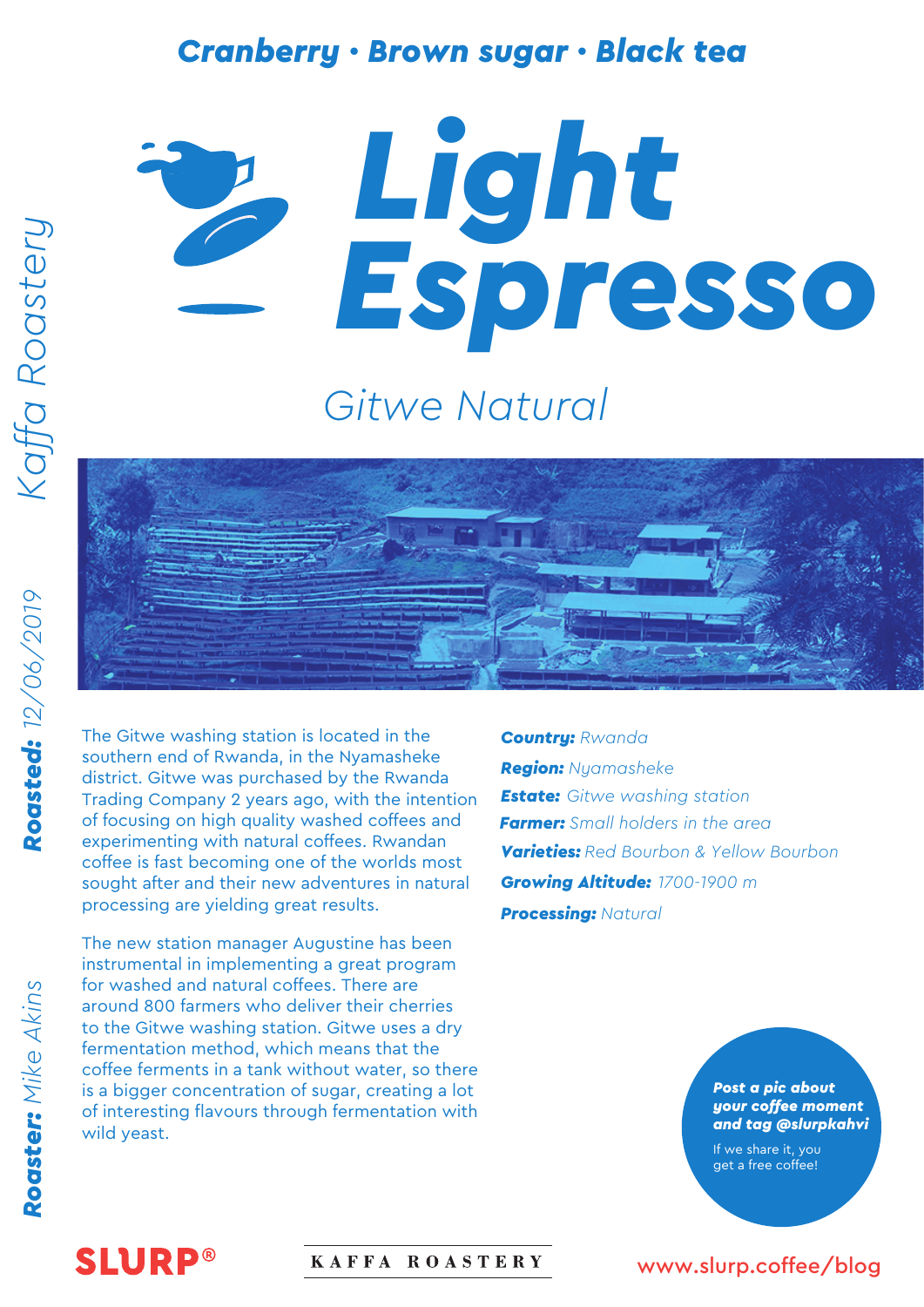**Cranberry • Brown sugar • Black tea**

# Light Espresso

## *Gitwe Natural*

*Kaffa Roastery*

**Roasted:** *12/06/2019*

**Roaster:** *Mike Akins*

The Gitwe washing station is located in the southern end of Rwanda, in the Nyamasheke district. Gitwe was purchased by the Rwanda Trading Company 2 years ago, with the intention of focusing on high quality washed coffees and experimenting with natural coffees. Rwandan coffee is fast becoming one of the worlds most sought after and their new adventures in natural processing are yielding great results.

The new station manager Augustine has been instrumental in implementing a great program for washed and natural coffees. There are around 800 farmers who deliver their cherries to the Gitwe washing station. Gitwe uses a dry fermentation method, which means that the coffee ferments in a tank without water, so there is a bigger concentration of sugar, creating a lot of interesting flavours through fermentation with wild yeast.

***Country:*** *Rwanda*
***Region:*** *Nyamasheke*
***Estate:*** *Gitwe washing station*
***Farmer:*** *Small holders in the area*
***Varieties:*** *Red Bourbon & Yellow Bourbon*
***Growing Altitude:*** *1700-1900 m*
***Processing:*** *Natural*

***Post a pic about your coffee moment and tag @slurpkahvi***
If we share it, you get a free coffee!

SLURP®

KAFFA ROASTERY

www.slurp.coffee/blog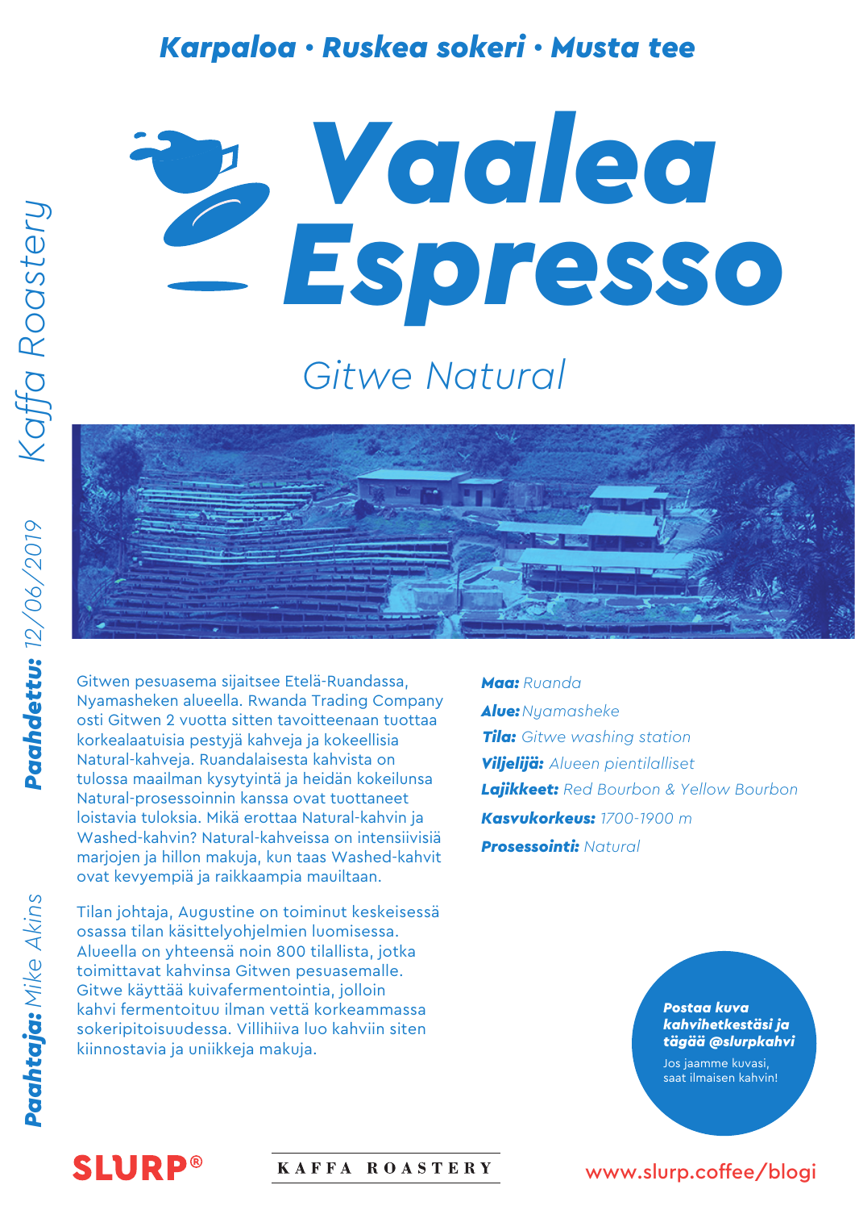*Karpaloa • Ruskea sokeri • Musta tee*

# *Vaalea Espresso*

## *Gitwe Natural*

*Kaffa Roastery*

***Paahdettu:*** *12/06/2019*

***Paahtaja:*** *Mike Akins*

Gitwen pesuasema sijaitsee Etelä-Ruandassa, Nyamasheken alueella. Rwanda Trading Company osti Gitwen 2 vuotta sitten tavoitteenaan tuottaa korkealaatuisia pestyjä kahveja ja kokeellisia Natural-kahveja. Ruandalaisesta kahvista on tulossa maailman kysytyintä ja heidän kokeilunsa Natural-prosessoinnin kanssa ovat tuottaneet loistavia tuloksia. Mikä erottaa Natural-kahvin ja Washed-kahvin? Natural-kahveissa on intensiivisiä marjojen ja hillon makuja, kun taas Washed-kahvit ovat kevyempiä ja raikkaampia mauiltaan.

Tilan johtaja, Augustine on toiminut keskeisessä osassa tilan käsittelyohjelmien luomisessa. Alueella on yhteensä noin 800 tilallista, jotka toimittavat kahvinsa Gitwen pesuasemalle. Gitwe käyttää kuivafermentointia, jolloin kahvi fermentoituu ilman vettä korkeammassa sokeripitoisuudessa. Villihiiva luo kahviin siten kiinnostavia ja uniikkeja makuja.

***Maa:*** *Ruanda*

***Alue:*** *Nyamasheke*

***Tila:*** *Gitwe washing station*

***Viljelijä:*** *Alueen pientilalliset*

***Lajikkeet:*** *Red Bourbon & Yellow Bourbon*

***Kasvukorkeus:*** *1700-1900 m*

***Prosessointi:*** *Natural*

***Postaa kuva kahvihetkestäsi ja tägää @slurpkahvi***

Jos jaamme kuvasi, saat ilmaisen kahvin!

SLURP®

KAFFA ROASTERY

www.slurp.coffee/blogi